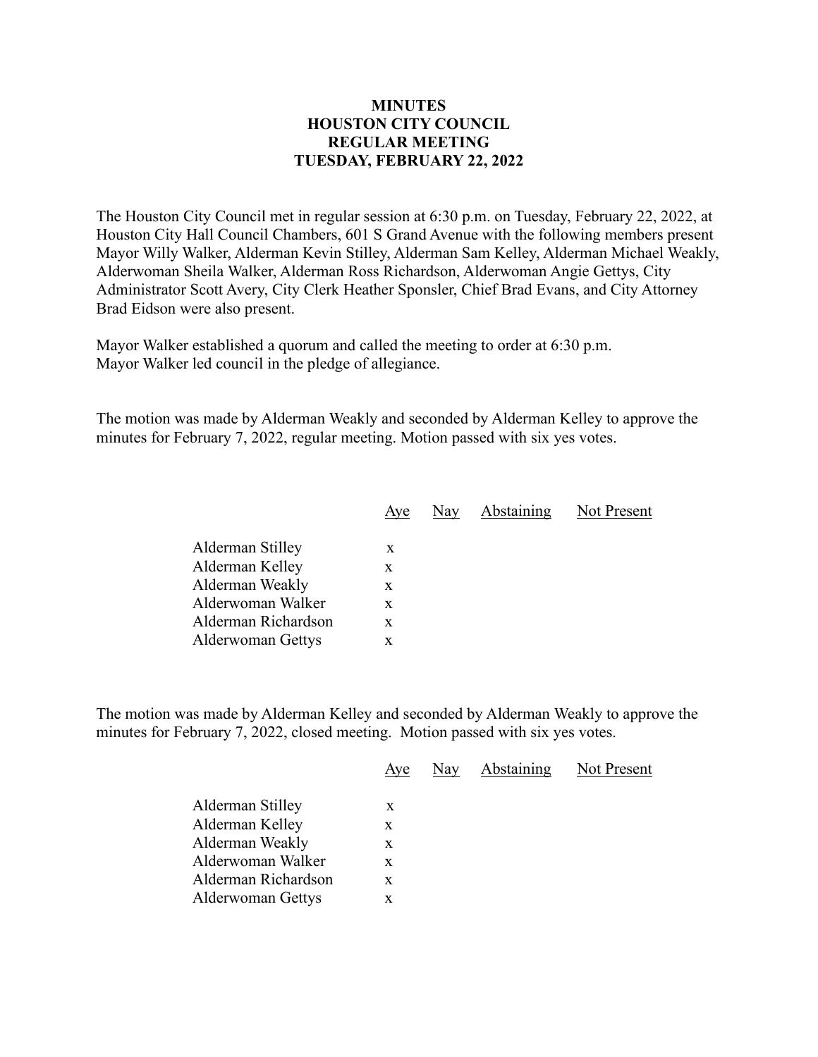**MINUTES**
**HOUSTON CITY COUNCIL**
**REGULAR MEETING**
**TUESDAY, FEBRUARY 22, 2022**

The Houston City Council met in regular session at 6:30 p.m. on Tuesday, February 22, 2022, at Houston City Hall Council Chambers, 601 S Grand Avenue with the following members present Mayor Willy Walker, Alderman Kevin Stilley, Alderman Sam Kelley, Alderman Michael Weakly, Alderwoman Sheila Walker, Alderman Ross Richardson, Alderwoman Angie Gettys, City Administrator Scott Avery, City Clerk Heather Sponsler, Chief Brad Evans, and City Attorney Brad Eidson were also present.

Mayor Walker established a quorum and called the meeting to order at 6:30 p.m.
Mayor Walker led council in the pledge of allegiance.

The motion was made by Alderman Weakly and seconded by Alderman Kelley to approve the minutes for February 7, 2022, regular meeting. Motion passed with six yes votes.

| | Aye | Nay | Abstaining | Not Present |
|---|---|---|---|---|
| Alderman Stilley | x | | | |
| Alderman Kelley | x | | | |
| Alderman Weakly | x | | | |
| Alderwoman Walker | x | | | |
| Alderman Richardson | x | | | |
| Alderwoman Gettys | x | | | |

The motion was made by Alderman Kelley and seconded by Alderman Weakly to approve the minutes for February 7, 2022, closed meeting. Motion passed with six yes votes.

| | Aye | Nay | Abstaining | Not Present |
|---|---|---|---|---|
| Alderman Stilley | x | | | |
| Alderman Kelley | x | | | |
| Alderman Weakly | x | | | |
| Alderwoman Walker | x | | | |
| Alderman Richardson | x | | | |
| Alderwoman Gettys | x | | | |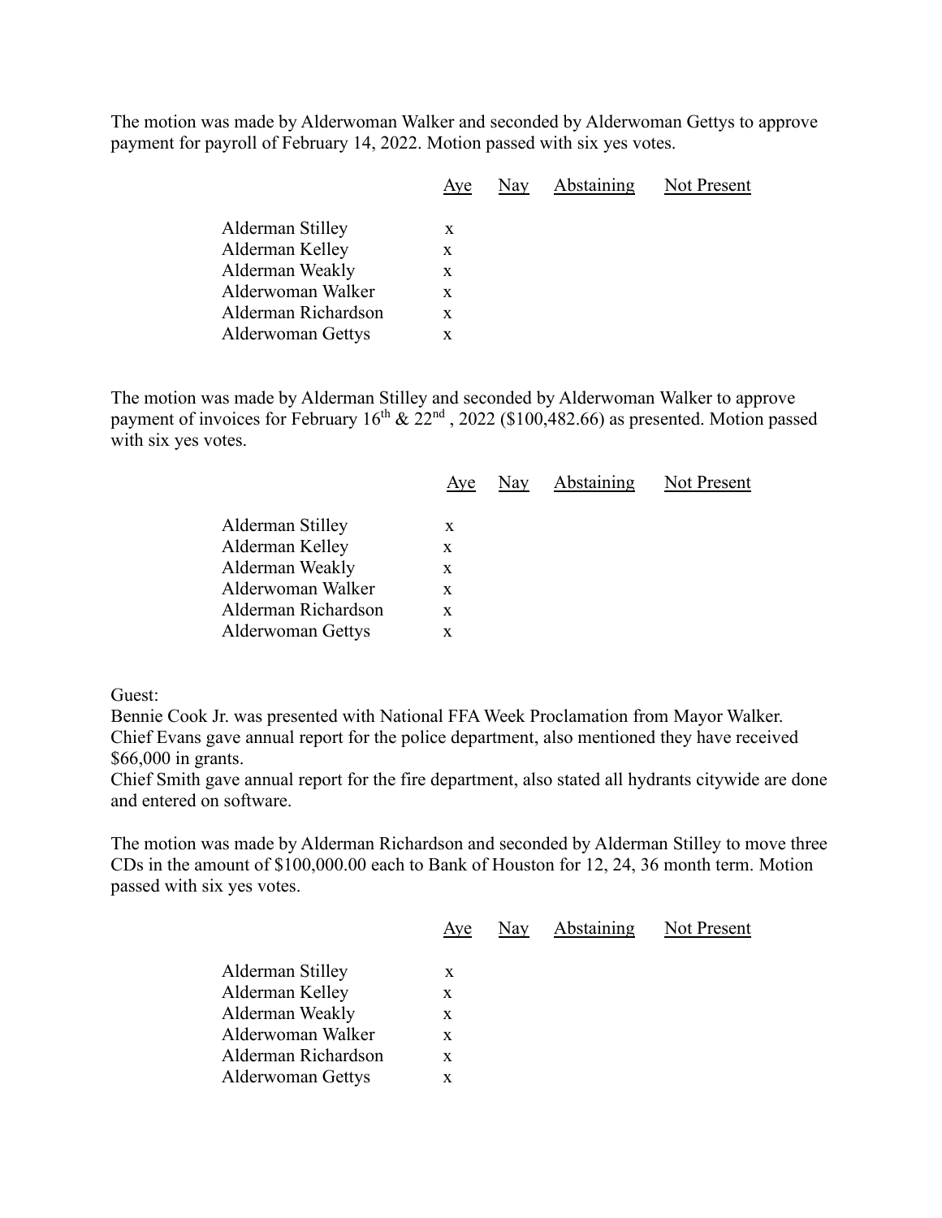The motion was made by Alderwoman Walker and seconded by Alderwoman Gettys to approve payment for payroll of February 14, 2022. Motion passed with six yes votes.

| | Aye | Nay | Abstaining | Not Present |
|---|---|---|---|---|
| Alderman Stilley | x | | | |
| Alderman Kelley | x | | | |
| Alderman Weakly | x | | | |
| Alderwoman Walker | x | | | |
| Alderman Richardson | x | | | |
| Alderwoman Gettys | x | | | |

The motion was made by Alderman Stilley and seconded by Alderwoman Walker to approve payment of invoices for February 16th & 22nd , 2022 ($100,482.66) as presented. Motion passed with six yes votes.

| | Aye | Nay | Abstaining | Not Present |
|---|---|---|---|---|
| Alderman Stilley | x | | | |
| Alderman Kelley | x | | | |
| Alderman Weakly | x | | | |
| Alderwoman Walker | x | | | |
| Alderman Richardson | x | | | |
| Alderwoman Gettys | x | | | |

Guest:
Bennie Cook Jr. was presented with National FFA Week Proclamation from Mayor Walker.
Chief Evans gave annual report for the police department, also mentioned they have received $66,000 in grants.
Chief Smith gave annual report for the fire department, also stated all hydrants citywide are done and entered on software.

The motion was made by Alderman Richardson and seconded by Alderman Stilley to move three CDs in the amount of $100,000.00 each to Bank of Houston for 12, 24, 36 month term. Motion passed with six yes votes.

| | Aye | Nay | Abstaining | Not Present |
|---|---|---|---|---|
| Alderman Stilley | x | | | |
| Alderman Kelley | x | | | |
| Alderman Weakly | x | | | |
| Alderwoman Walker | x | | | |
| Alderman Richardson | x | | | |
| Alderwoman Gettys | x | | | |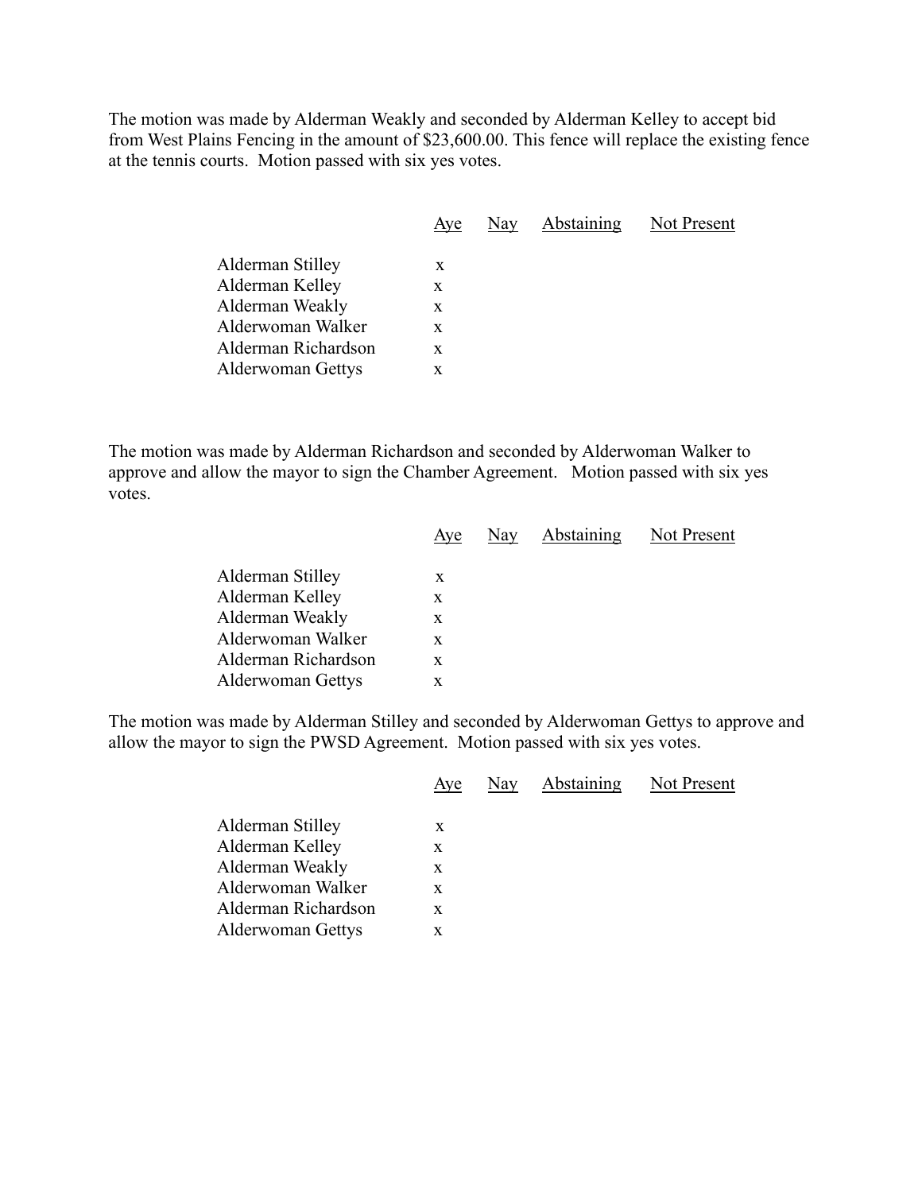The motion was made by Alderman Weakly and seconded by Alderman Kelley to accept bid from West Plains Fencing in the amount of $23,600.00. This fence will replace the existing fence at the tennis courts. Motion passed with six yes votes.

| | Aye | Nay | Abstaining | Not Present |
|---|---|---|---|---|
| Alderman Stilley | x | | | |
| Alderman Kelley | x | | | |
| Alderman Weakly | x | | | |
| Alderwoman Walker | x | | | |
| Alderman Richardson | x | | | |
| Alderwoman Gettys | x | | | |

The motion was made by Alderman Richardson and seconded by Alderwoman Walker to approve and allow the mayor to sign the Chamber Agreement. Motion passed with six yes votes.

| | Aye | Nay | Abstaining | Not Present |
|---|---|---|---|---|
| Alderman Stilley | x | | | |
| Alderman Kelley | x | | | |
| Alderman Weakly | x | | | |
| Alderwoman Walker | x | | | |
| Alderman Richardson | x | | | |
| Alderwoman Gettys | x | | | |

The motion was made by Alderman Stilley and seconded by Alderwoman Gettys to approve and allow the mayor to sign the PWSD Agreement. Motion passed with six yes votes.

| | Aye | Nay | Abstaining | Not Present |
|---|---|---|---|---|
| Alderman Stilley | x | | | |
| Alderman Kelley | x | | | |
| Alderman Weakly | x | | | |
| Alderwoman Walker | x | | | |
| Alderman Richardson | x | | | |
| Alderwoman Gettys | x | | | |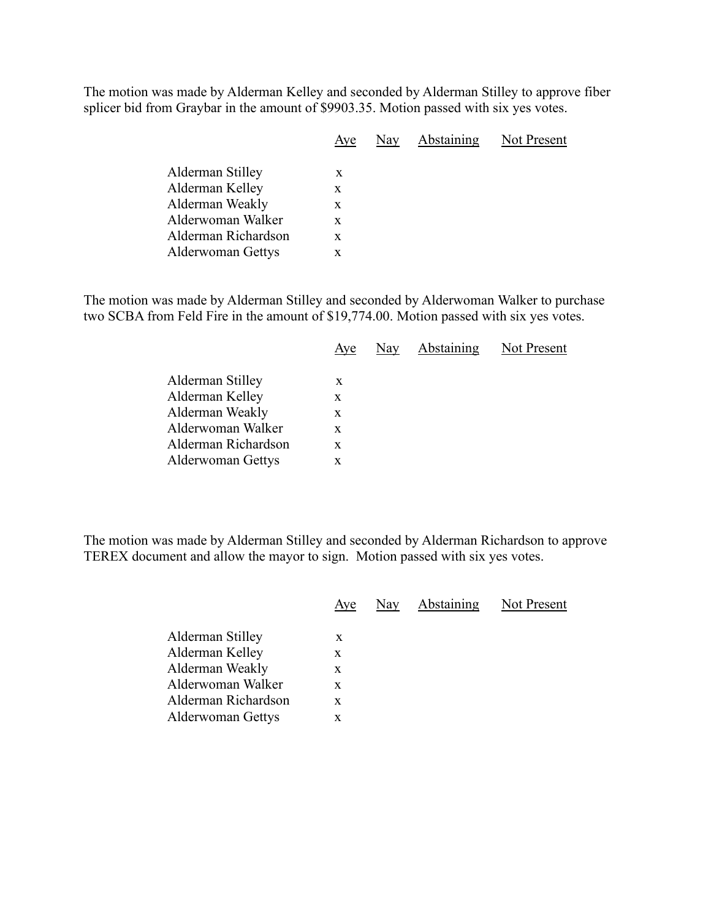The motion was made by Alderman Kelley and seconded by Alderman Stilley to approve fiber splicer bid from Graybar in the amount of $9903.35. Motion passed with six yes votes.

| | Aye | Nay | Abstaining | Not Present |
|---|---|---|---|---|
| Alderman Stilley | x | | | |
| Alderman Kelley | x | | | |
| Alderman Weakly | x | | | |
| Alderwoman Walker | x | | | |
| Alderman Richardson | x | | | |
| Alderwoman Gettys | x | | | |

The motion was made by Alderman Stilley and seconded by Alderwoman Walker to purchase two SCBA from Feld Fire in the amount of $19,774.00. Motion passed with six yes votes.

| | Aye | Nay | Abstaining | Not Present |
|---|---|---|---|---|
| Alderman Stilley | x | | | |
| Alderman Kelley | x | | | |
| Alderman Weakly | x | | | |
| Alderwoman Walker | x | | | |
| Alderman Richardson | x | | | |
| Alderwoman Gettys | x | | | |

The motion was made by Alderman Stilley and seconded by Alderman Richardson to approve TEREX document and allow the mayor to sign. Motion passed with six yes votes.

| | Aye | Nay | Abstaining | Not Present |
|---|---|---|---|---|
| Alderman Stilley | x | | | |
| Alderman Kelley | x | | | |
| Alderman Weakly | x | | | |
| Alderwoman Walker | x | | | |
| Alderman Richardson | x | | | |
| Alderwoman Gettys | x | | | |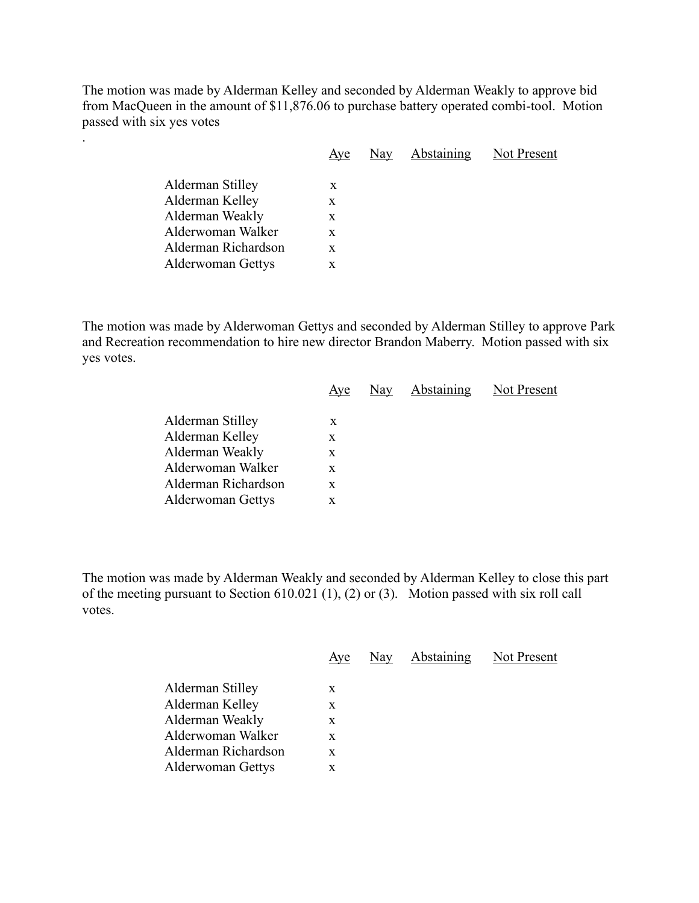The motion was made by Alderman Kelley and seconded by Alderman Weakly to approve bid from MacQueen in the amount of $11,876.06 to purchase battery operated combi-tool. Motion passed with six yes votes

.

| | Aye | Nay | Abstaining | Not Present |
|---|---|---|---|---|
| Alderman Stilley | x | | | |
| Alderman Kelley | x | | | |
| Alderman Weakly | x | | | |
| Alderwoman Walker | x | | | |
| Alderman Richardson | x | | | |
| Alderwoman Gettys | x | | | |

The motion was made by Alderwoman Gettys and seconded by Alderman Stilley to approve Park and Recreation recommendation to hire new director Brandon Maberry. Motion passed with six yes votes.

| | Aye | Nay | Abstaining | Not Present |
|---|---|---|---|---|
| Alderman Stilley | x | | | |
| Alderman Kelley | x | | | |
| Alderman Weakly | x | | | |
| Alderwoman Walker | x | | | |
| Alderman Richardson | x | | | |
| Alderwoman Gettys | x | | | |

The motion was made by Alderman Weakly and seconded by Alderman Kelley to close this part of the meeting pursuant to Section 610.021 (1), (2) or (3). Motion passed with six roll call votes.

| | Aye | Nay | Abstaining | Not Present |
|---|---|---|---|---|
| Alderman Stilley | x | | | |
| Alderman Kelley | x | | | |
| Alderman Weakly | x | | | |
| Alderwoman Walker | x | | | |
| Alderman Richardson | x | | | |
| Alderwoman Gettys | x | | | |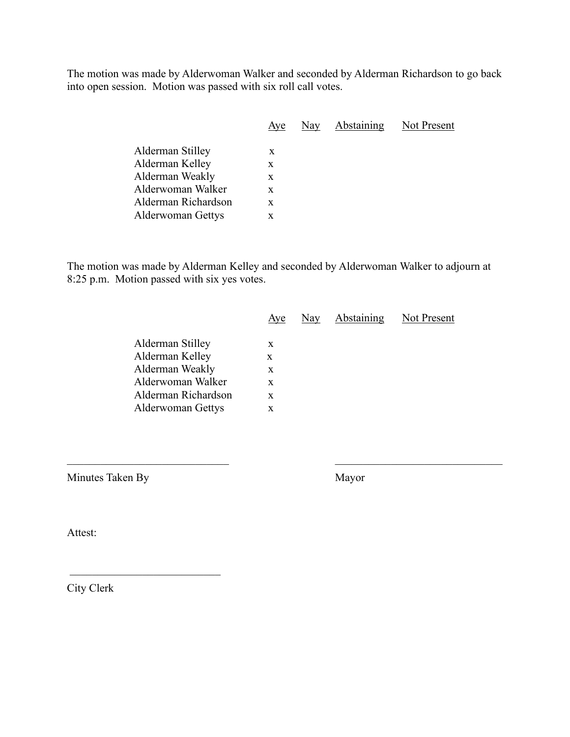The motion was made by Alderwoman Walker and seconded by Alderman Richardson to go back into open session. Motion was passed with six roll call votes.

| | Aye | Nay | Abstaining | Not Present |
|---|---|---|---|---|
| Alderman Stilley | x | | | |
| Alderman Kelley | x | | | |
| Alderman Weakly | x | | | |
| Alderwoman Walker | x | | | |
| Alderman Richardson | x | | | |
| Alderwoman Gettys | x | | | |

The motion was made by Alderman Kelley and seconded by Alderwoman Walker to adjourn at 8:25 p.m. Motion passed with six yes votes.

| | Aye | Nay | Abstaining | Not Present |
|---|---|---|---|---|
| Alderman Stilley | x | | | |
| Alderman Kelley | x | | | |
| Alderman Weakly | x | | | |
| Alderwoman Walker | x | | | |
| Alderman Richardson | x | | | |
| Alderwoman Gettys | x | | | |

______________________________ ______________________________

Minutes Taken By Mayor

Attest:

______________________________

City Clerk